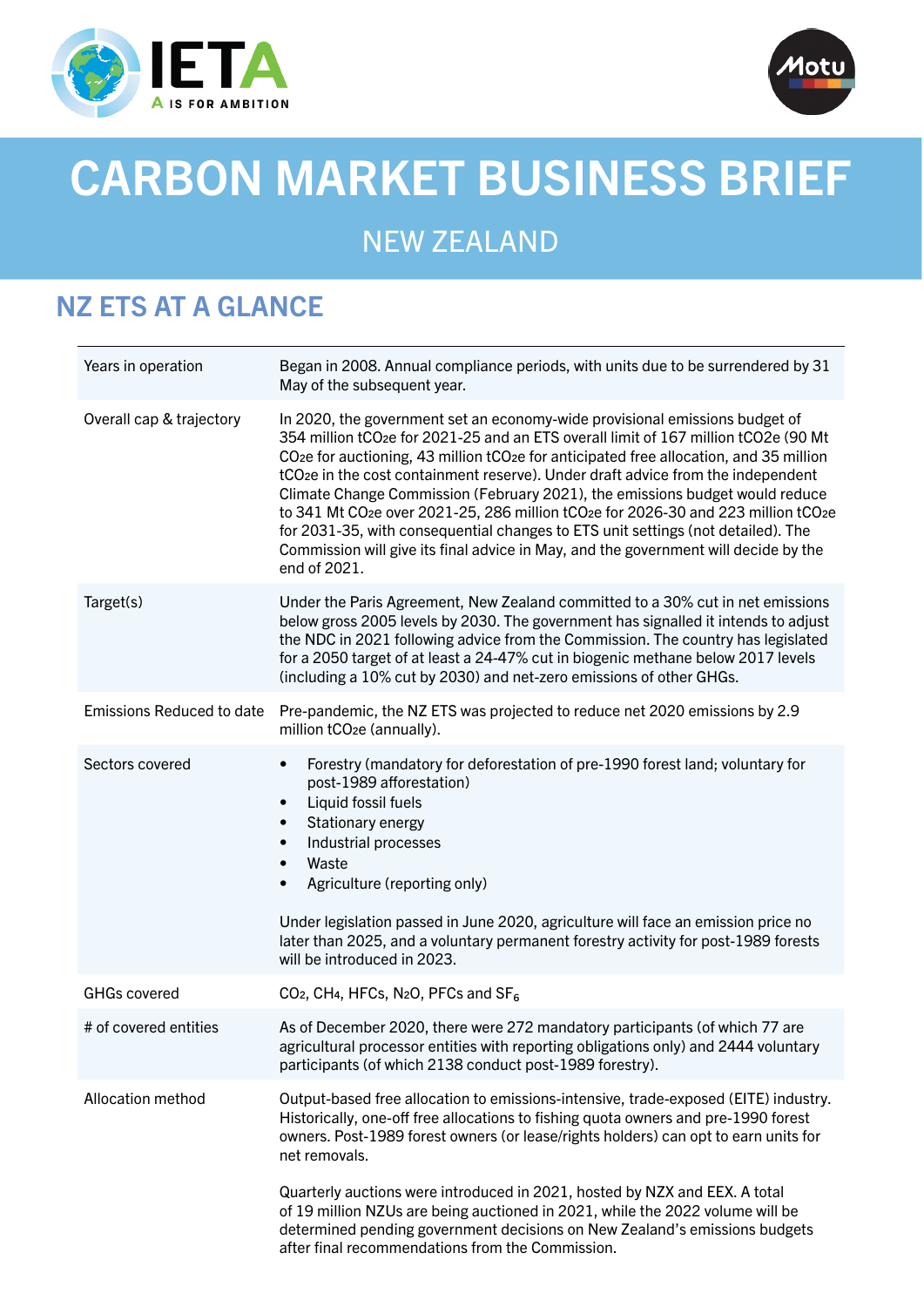# CARBON MARKET BUSINESS BRIEF

## NEW ZEALAND

## NZ ETS AT A GLANCE

| | |
|---|---|
| Years in operation | Began in 2008. Annual compliance periods, with units due to be surrendered by 31 May of the subsequent year. |
| Overall cap & trajectory | In 2020, the government set an economy-wide provisional emissions budget of 354 million $tCO_2e$ for 2021-25 and an ETS overall limit of 167 million $tCO_2e$ (90 Mt $CO_2e$ for auctioning, 43 million $tCO_2e$ for anticipated free allocation, and 35 million $tCO_2e$ in the cost containment reserve). Under draft advice from the independent Climate Change Commission (February 2021), the emissions budget would reduce to 341 Mt $CO_2e$ over 2021-25, 286 million $tCO_2e$ for 2026-30 and 223 million $tCO_2e$ for 2031-35, with consequential changes to ETS unit settings (not detailed). The Commission will give its final advice in May, and the government will decide by the end of 2021. |
| Target(s) | Under the Paris Agreement, New Zealand committed to a 30% cut in net emissions below gross 2005 levels by 2030. The government has signalled it intends to adjust the NDC in 2021 following advice from the Commission. The country has legislated for a 2050 target of at least a 24-47% cut in biogenic methane below 2017 levels (including a 10% cut by 2030) and net-zero emissions of other GHGs. |
| Emissions Reduced to date | Pre-pandemic, the NZ ETS was projected to reduce net 2020 emissions by 2.9 million $tCO_2e$ (annually). |
| Sectors covered | • Forestry (mandatory for deforestation of pre-1990 forest land; voluntary for post-1989 afforestation)<br>• Liquid fossil fuels<br>• Stationary energy<br>• Industrial processes<br>• Waste<br>• Agriculture (reporting only)<br><br>Under legislation passed in June 2020, agriculture will face an emission price no later than 2025, and a voluntary permanent forestry activity for post-1989 forests will be introduced in 2023. |
| GHGs covered | $CO_2$, $CH_4$, HFCs, $N_2O$, PFCs and $SF_6$ |
| # of covered entities | As of December 2020, there were 272 mandatory participants (of which 77 are agricultural processor entities with reporting obligations only) and 2444 voluntary participants (of which 2138 conduct post-1989 forestry). |
| Allocation method | Output-based free allocation to emissions-intensive, trade-exposed (EITE) industry. Historically, one-off free allocations to fishing quota owners and pre-1990 forest owners. Post-1989 forest owners (or lease/rights holders) can opt to earn units for net removals.<br><br>Quarterly auctions were introduced in 2021, hosted by NZX and EEX. A total of 19 million NZUs are being auctioned in 2021, while the 2022 volume will be determined pending government decisions on New Zealand's emissions budgets after final recommendations from the Commission. |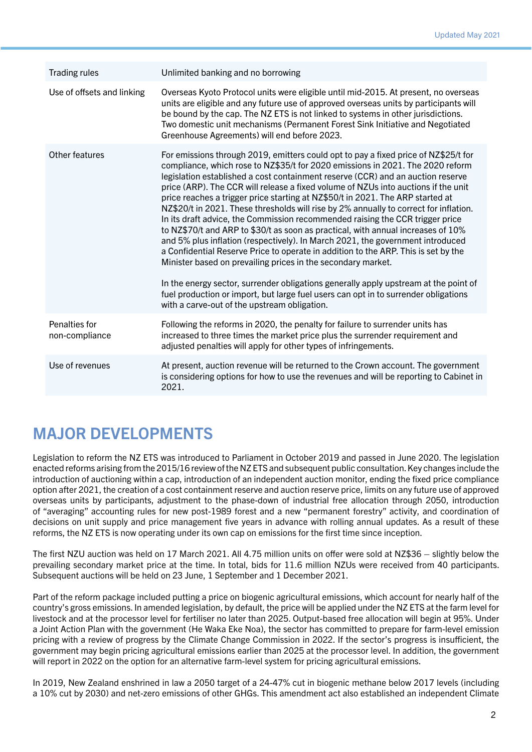| | |
|---|---|
| Trading rules | Unlimited banking and no borrowing |
| Use of offsets and linking | Overseas Kyoto Protocol units were eligible until mid-2015. At present, no overseas units are eligible and any future use of approved overseas units by participants will be bound by the cap. The NZ ETS is not linked to systems in other jurisdictions. Two domestic unit mechanisms (Permanent Forest Sink Initiative and Negotiated Greenhouse Agreements) will end before 2023. |
| Other features | For emissions through 2019, emitters could opt to pay a fixed price of NZ$25/t for compliance, which rose to NZ$35/t for 2020 emissions in 2021. The 2020 reform legislation established a cost containment reserve (CCR) and an auction reserve price (ARP). The CCR will release a fixed volume of NZUs into auctions if the unit price reaches a trigger price starting at NZ$50/t in 2021. The ARP started at NZ$20/t in 2021. These thresholds will rise by 2% annually to correct for inflation. In its draft advice, the Commission recommended raising the CCR trigger price to NZ$70/t and ARP to $30/t as soon as practical, with annual increases of 10% and 5% plus inflation (respectively). In March 2021, the government introduced a Confidential Reserve Price to operate in addition to the ARP. This is set by the Minister based on prevailing prices in the secondary market.<br><br>In the energy sector, surrender obligations generally apply upstream at the point of fuel production or import, but large fuel users can opt in to surrender obligations with a carve-out of the upstream obligation. |
| Penalties for non-compliance | Following the reforms in 2020, the penalty for failure to surrender units has increased to three times the market price plus the surrender requirement and adjusted penalties will apply for other types of infringements. |
| Use of revenues | At present, auction revenue will be returned to the Crown account. The government is considering options for how to use the revenues and will be reporting to Cabinet in 2021. |

## MAJOR DEVELOPMENTS

Legislation to reform the NZ ETS was introduced to Parliament in October 2019 and passed in June 2020. The legislation enacted reforms arising from the 2015/16 review of the NZ ETS and subsequent public consultation. Key changes include the introduction of auctioning within a cap, introduction of an independent auction monitor, ending the fixed price compliance option after 2021, the creation of a cost containment reserve and auction reserve price, limits on any future use of approved overseas units by participants, adjustment to the phase-down of industrial free allocation through 2050, introduction of "averaging" accounting rules for new post-1989 forest and a new "permanent forestry" activity, and coordination of decisions on unit supply and price management five years in advance with rolling annual updates. As a result of these reforms, the NZ ETS is now operating under its own cap on emissions for the first time since inception.

The first NZU auction was held on 17 March 2021. All 4.75 million units on offer were sold at NZ$36 – slightly below the prevailing secondary market price at the time. In total, bids for 11.6 million NZUs were received from 40 participants. Subsequent auctions will be held on 23 June, 1 September and 1 December 2021.

Part of the reform package included putting a price on biogenic agricultural emissions, which account for nearly half of the country's gross emissions. In amended legislation, by default, the price will be applied under the NZ ETS at the farm level for livestock and at the processor level for fertiliser no later than 2025. Output-based free allocation will begin at 95%. Under a Joint Action Plan with the government (He Waka Eke Noa), the sector has committed to prepare for farm-level emission pricing with a review of progress by the Climate Change Commission in 2022. If the sector's progress is insufficient, the government may begin pricing agricultural emissions earlier than 2025 at the processor level. In addition, the government will report in 2022 on the option for an alternative farm-level system for pricing agricultural emissions.

In 2019, New Zealand enshrined in law a 2050 target of a 24-47% cut in biogenic methane below 2017 levels (including a 10% cut by 2030) and net-zero emissions of other GHGs. This amendment act also established an independent Climate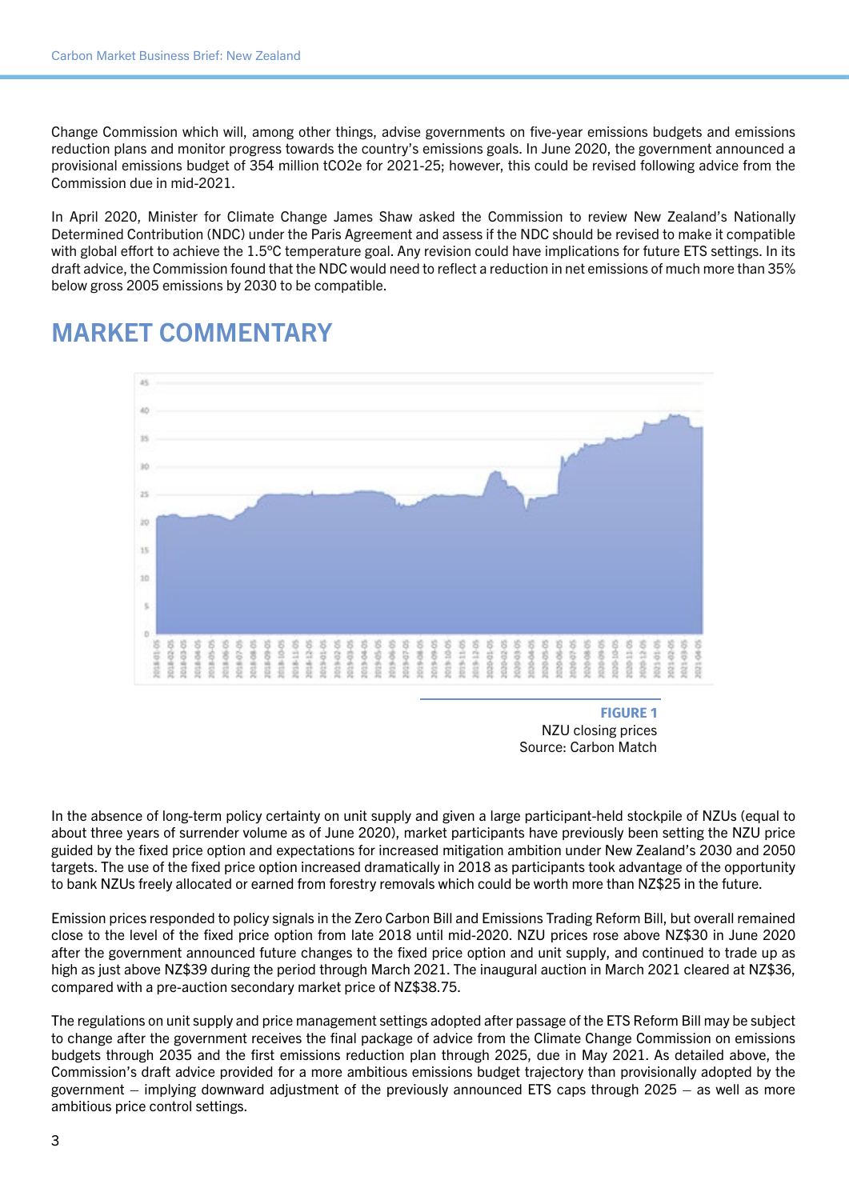Change Commission which will, among other things, advise governments on five-year emissions budgets and emissions reduction plans and monitor progress towards the country's emissions goals. In June 2020, the government announced a provisional emissions budget of 354 million $tCO_2e$ for 2021-25; however, this could be revised following advice from the Commission due in mid-2021.

In April 2020, Minister for Climate Change James Shaw asked the Commission to review New Zealand's Nationally Determined Contribution (NDC) under the Paris Agreement and assess if the NDC should be revised to make it compatible with global effort to achieve the 1.5°C temperature goal. Any revision could have implications for future ETS settings. In its draft advice, the Commission found that the NDC would need to reflect a reduction in net emissions of much more than 35% below gross 2005 emissions by 2030 to be compatible.

## MARKET COMMENTARY

**FIGURE 1**
NZU closing prices
Source: Carbon Match

In the absence of long-term policy certainty on unit supply and given a large participant-held stockpile of NZUs (equal to about three years of surrender volume as of June 2020), market participants have previously been setting the NZU price guided by the fixed price option and expectations for increased mitigation ambition under New Zealand's 2030 and 2050 targets. The use of the fixed price option increased dramatically in 2018 as participants took advantage of the opportunity to bank NZUs freely allocated or earned from forestry removals which could be worth more than NZ$25 in the future.

Emission prices responded to policy signals in the Zero Carbon Bill and Emissions Trading Reform Bill, but overall remained close to the level of the fixed price option from late 2018 until mid-2020. NZU prices rose above NZ$30 in June 2020 after the government announced future changes to the fixed price option and unit supply, and continued to trade up as high as just above NZ$39 during the period through March 2021. The inaugural auction in March 2021 cleared at NZ$36, compared with a pre-auction secondary market price of NZ$38.75.

The regulations on unit supply and price management settings adopted after passage of the ETS Reform Bill may be subject to change after the government receives the final package of advice from the Climate Change Commission on emissions budgets through 2035 and the first emissions reduction plan through 2025, due in May 2021. As detailed above, the Commission's draft advice provided for a more ambitious emissions budget trajectory than provisionally adopted by the government – implying downward adjustment of the previously announced ETS caps through 2025 – as well as more ambitious price control settings.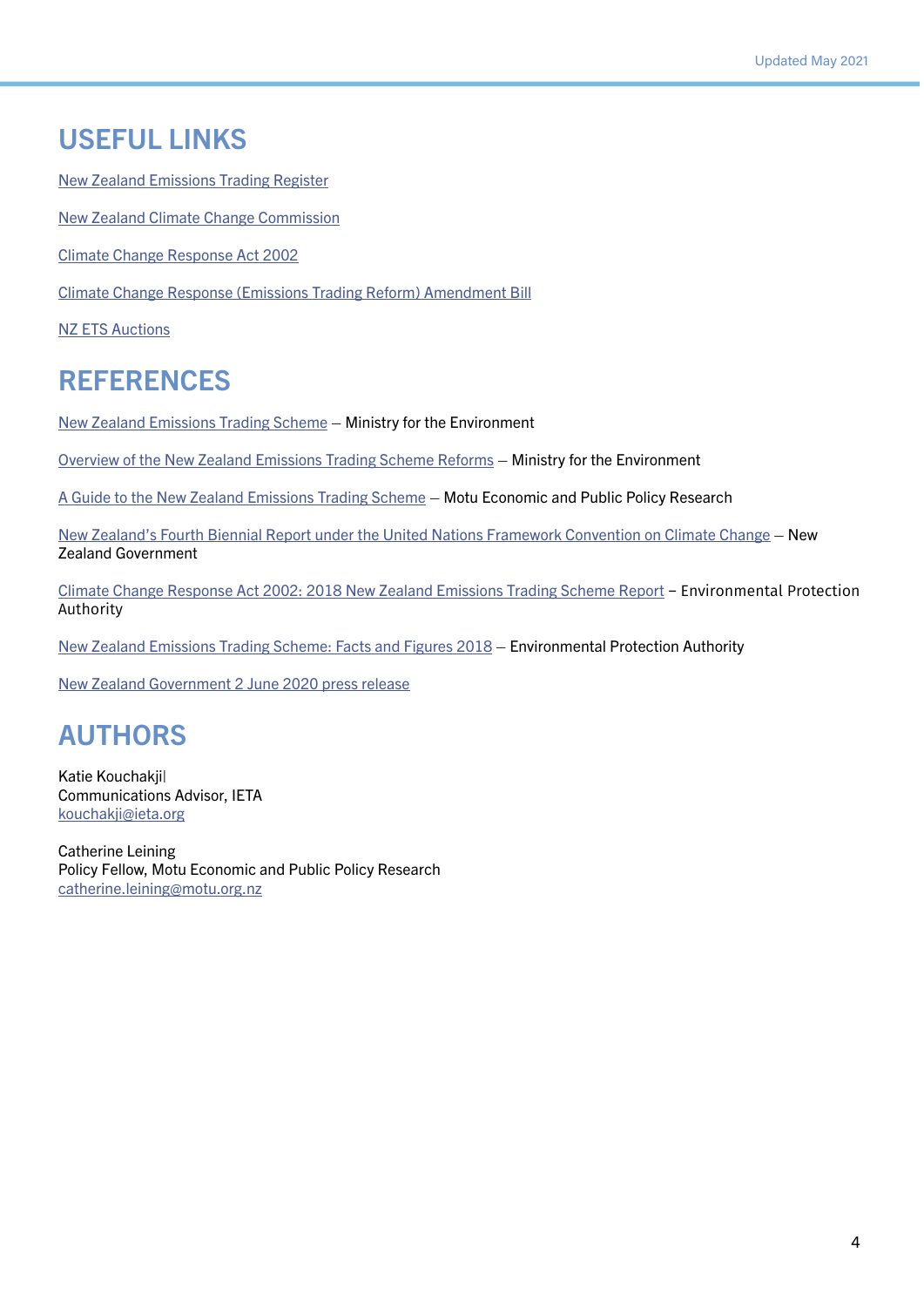## USEFUL LINKS

New Zealand Emissions Trading Register

New Zealand Climate Change Commission

Climate Change Response Act 2002

Climate Change Response (Emissions Trading Reform) Amendment Bill

NZ ETS Auctions

## REFERENCES

New Zealand Emissions Trading Scheme – Ministry for the Environment

Overview of the New Zealand Emissions Trading Scheme Reforms – Ministry for the Environment

A Guide to the New Zealand Emissions Trading Scheme – Motu Economic and Public Policy Research

New Zealand's Fourth Biennial Report under the United Nations Framework Convention on Climate Change – New Zealand Government

Climate Change Response Act 2002: 2018 New Zealand Emissions Trading Scheme Report – Environmental Protection Authority

New Zealand Emissions Trading Scheme: Facts and Figures 2018 – Environmental Protection Authority

New Zealand Government 2 June 2020 press release

## AUTHORS

Katie Kouchakji  
Communications Advisor, IETA  
kouchakji@ieta.org

Catherine Leining  
Policy Fellow, Motu Economic and Public Policy Research  
catherine.leining@motu.org.nz